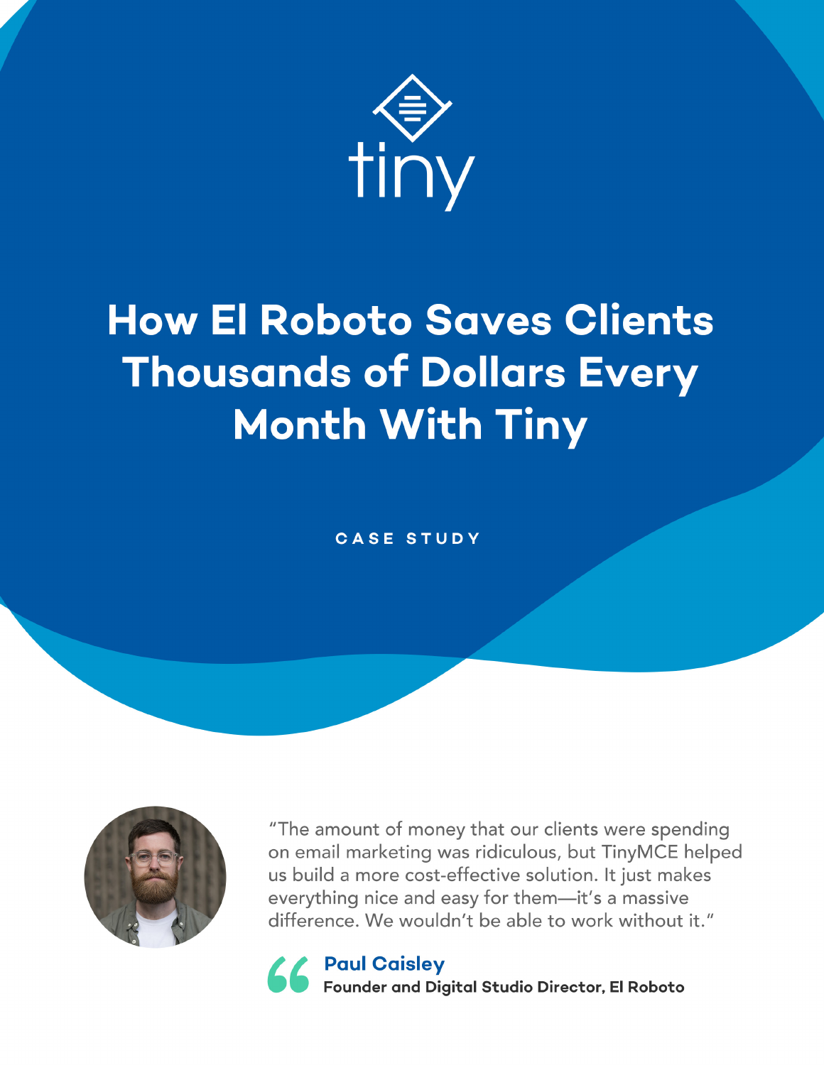tiny

# How El Roboto Saves Clients Thousands of Dollars Every Month With Tiny

**CASE STUDY**

"The amount of money that our clients were spending on email marketing was ridiculous, but TinyMCE helped us build a more cost-effective solution. It just makes everything nice and easy for them—it's a massive difference. We wouldn't be able to work without it."

**Paul Caisley**
**Founder and Digital Studio Director, El Roboto**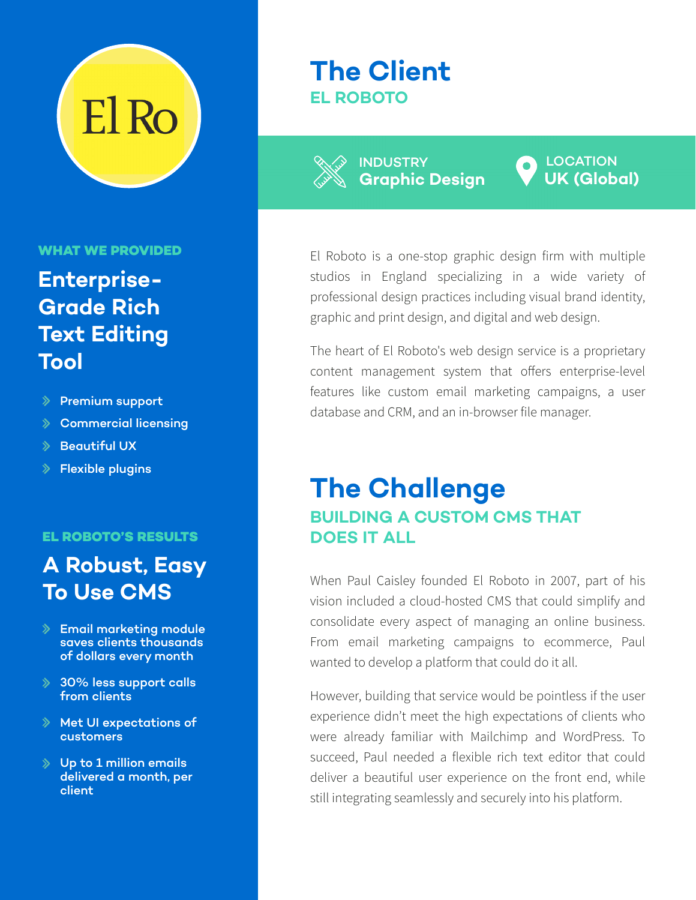El Ro

# The Client

**EL ROBOTO**

INDUSTRY
**Graphic Design**

LOCATION
**UK (Global)**

El Roboto is a one-stop graphic design firm with multiple studios in England specializing in a wide variety of professional design practices including visual brand identity, graphic and print design, and digital and web design.

The heart of El Roboto's web design service is a proprietary content management system that offers enterprise-level features like custom email marketing campaigns, a user database and CRM, and an in-browser file manager.

# The Challenge

**BUILDING A CUSTOM CMS THAT DOES IT ALL**

When Paul Caisley founded El Roboto in 2007, part of his vision included a cloud-hosted CMS that could simplify and consolidate every aspect of managing an online business. From email marketing campaigns to ecommerce, Paul wanted to develop a platform that could do it all.

However, building that service would be pointless if the user experience didn't meet the high expectations of clients who were already familiar with Mailchimp and WordPress. To succeed, Paul needed a flexible rich text editor that could deliver a beautiful user experience on the front end, while still integrating seamlessly and securely into his platform.

**WHAT WE PROVIDED**

## Enterprise-Grade Rich Text Editing Tool

- Premium support
- Commercial licensing
- Beautiful UX
- Flexible plugins

**EL ROBOTO'S RESULTS**

## A Robust, Easy To Use CMS

- Email marketing module saves clients thousands of dollars every month
- 30% less support calls from clients
- Met UI expectations of customers
- Up to 1 million emails delivered a month, per client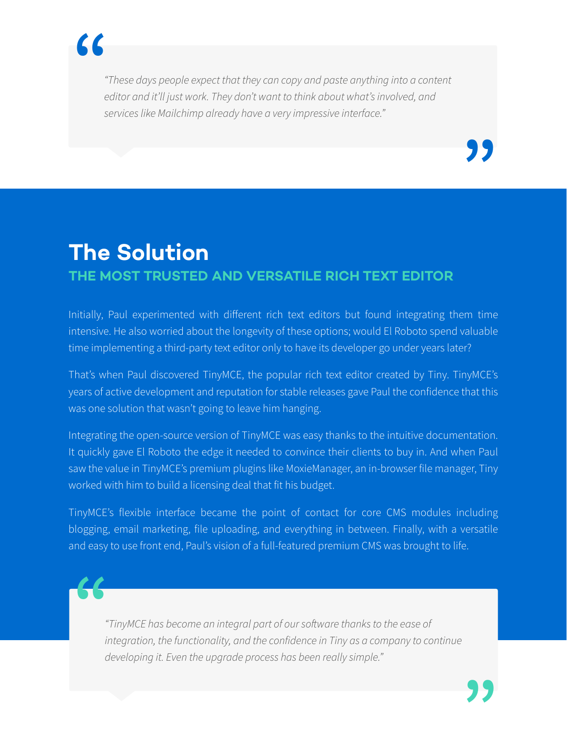> *"These days people expect that they can copy and paste anything into a content editor and it'll just work. They don't want to think about what's involved, and services like Mailchimp already have a very impressive interface."*

## The Solution

### THE MOST TRUSTED AND VERSATILE RICH TEXT EDITOR

Initially, Paul experimented with different rich text editors but found integrating them time intensive. He also worried about the longevity of these options; would El Roboto spend valuable time implementing a third-party text editor only to have its developer go under years later?

That's when Paul discovered TinyMCE, the popular rich text editor created by Tiny. TinyMCE's years of active development and reputation for stable releases gave Paul the confidence that this was one solution that wasn't going to leave him hanging.

Integrating the open-source version of TinyMCE was easy thanks to the intuitive documentation. It quickly gave El Roboto the edge it needed to convince their clients to buy in. And when Paul saw the value in TinyMCE's premium plugins like MoxieManager, an in-browser file manager, Tiny worked with him to build a licensing deal that fit his budget.

TinyMCE's flexible interface became the point of contact for core CMS modules including blogging, email marketing, file uploading, and everything in between. Finally, with a versatile and easy to use front end, Paul's vision of a full-featured premium CMS was brought to life.

> *"TinyMCE has become an integral part of our software thanks to the ease of integration, the functionality, and the confidence in Tiny as a company to continue developing it. Even the upgrade process has been really simple."*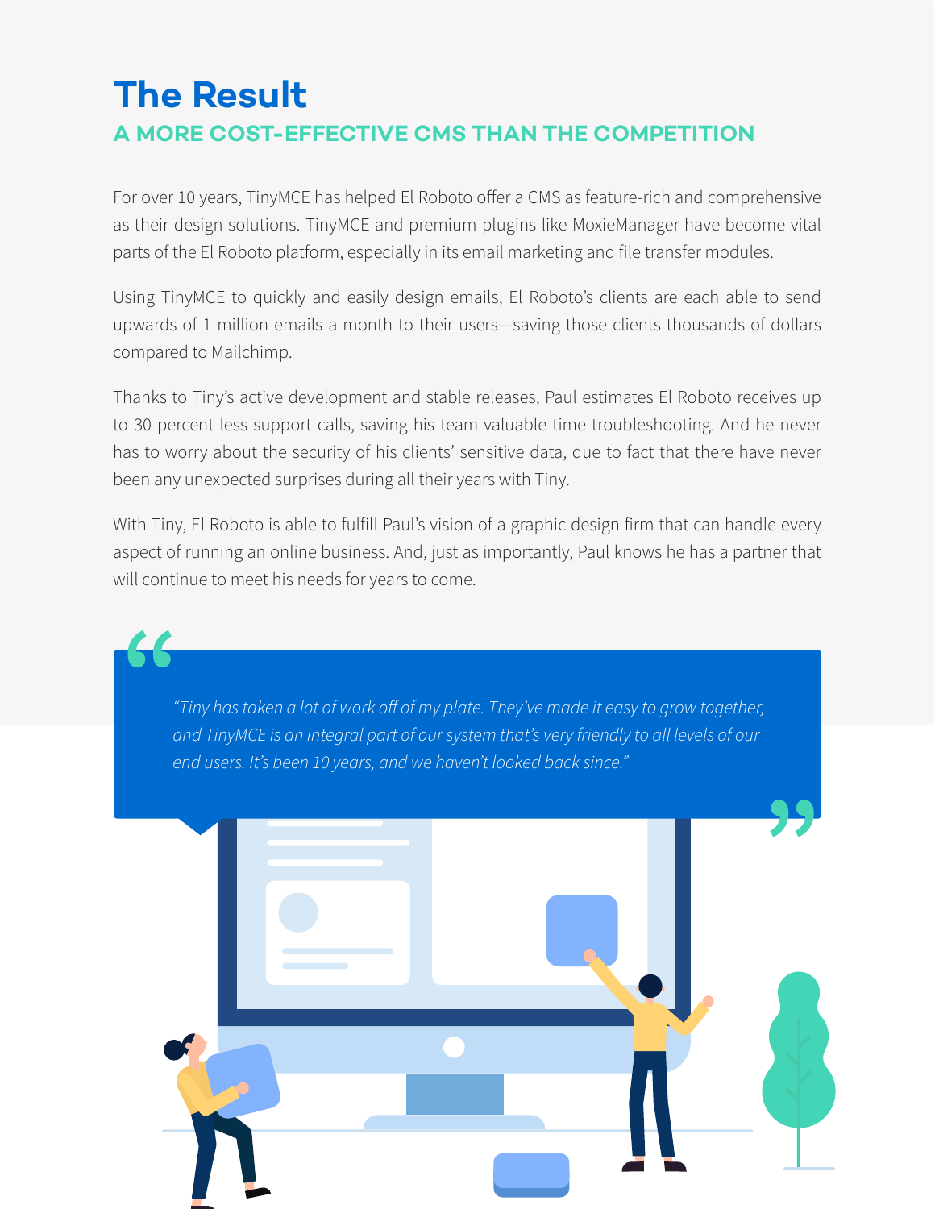# The Result

## A MORE COST-EFFECTIVE CMS THAN THE COMPETITION

For over 10 years, TinyMCE has helped El Roboto offer a CMS as feature-rich and comprehensive as their design solutions. TinyMCE and premium plugins like MoxieManager have become vital parts of the El Roboto platform, especially in its email marketing and file transfer modules.

Using TinyMCE to quickly and easily design emails, El Roboto's clients are each able to send upwards of 1 million emails a month to their users—saving those clients thousands of dollars compared to Mailchimp.

Thanks to Tiny's active development and stable releases, Paul estimates El Roboto receives up to 30 percent less support calls, saving his team valuable time troubleshooting. And he never has to worry about the security of his clients' sensitive data, due to fact that there have never been any unexpected surprises during all their years with Tiny.

With Tiny, El Roboto is able to fulfill Paul's vision of a graphic design firm that can handle every aspect of running an online business. And, just as importantly, Paul knows he has a partner that will continue to meet his needs for years to come.

> *"Tiny has taken a lot of work off of my plate. They've made it easy to grow together, and TinyMCE is an integral part of our system that's very friendly to all levels of our end users. It's been 10 years, and we haven't looked back since."*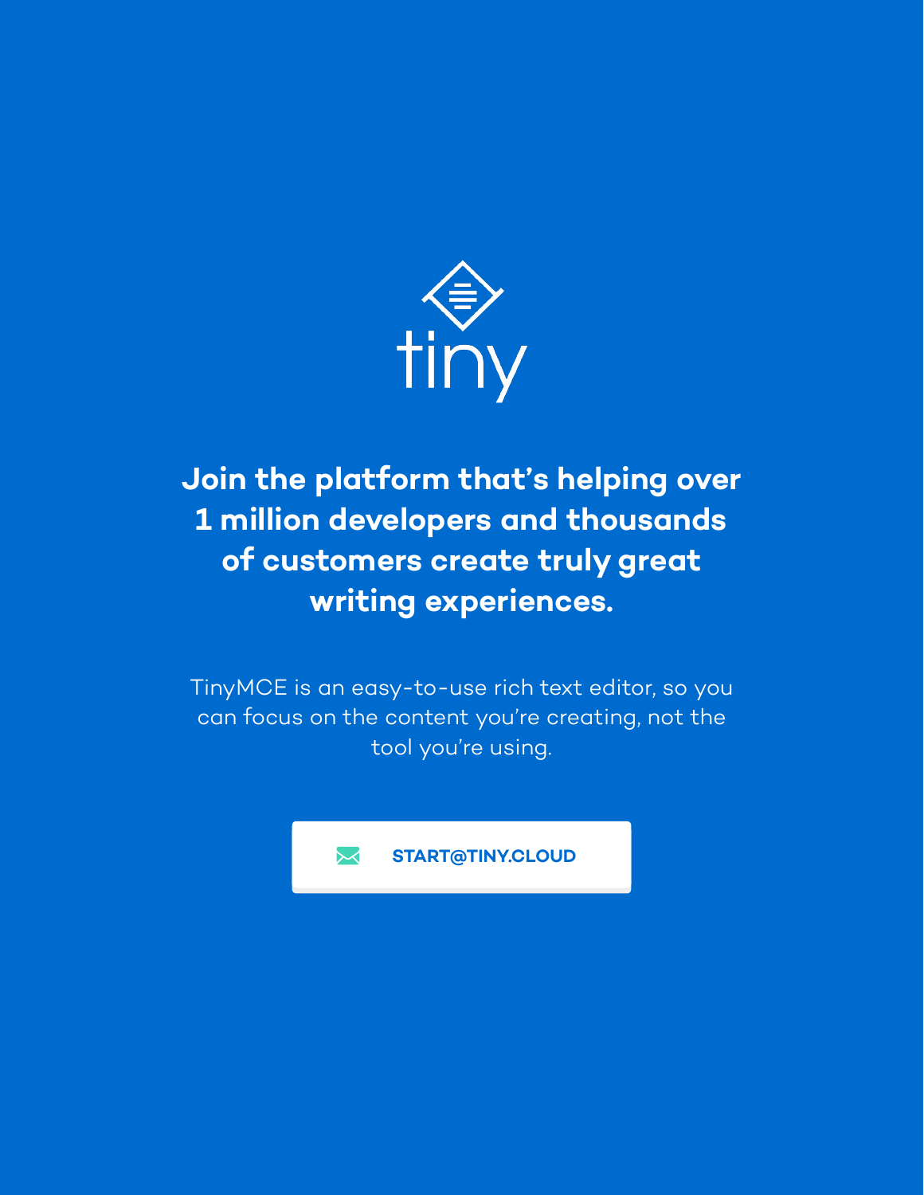tiny

**Join the platform that's helping over 1 million developers and thousands of customers create truly great writing experiences.**

TinyMCE is an easy-to-use rich text editor, so you can focus on the content you're creating, not the tool you're using.

START@TINY.CLOUD